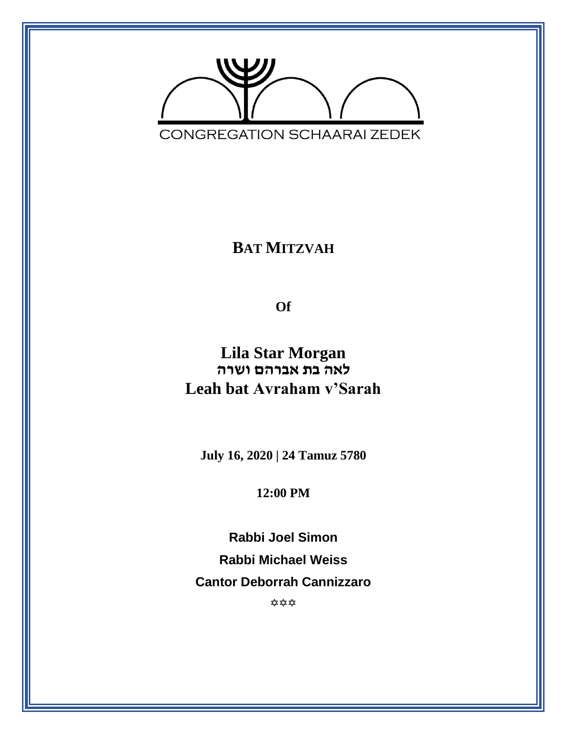CONGREGATION SCHAARAI ZEDEK

# BAT MITZVAH

**Of**

## Lila Star Morgan
## לאה בת אברהם ושרה
## Leah bat Avraham v'Sarah

**July 16, 2020 | 24 Tamuz 5780**

**12:00 PM**

**Rabbi Joel Simon**

**Rabbi Michael Weiss**

**Cantor Deborrah Cannizzaro**

✡✡✡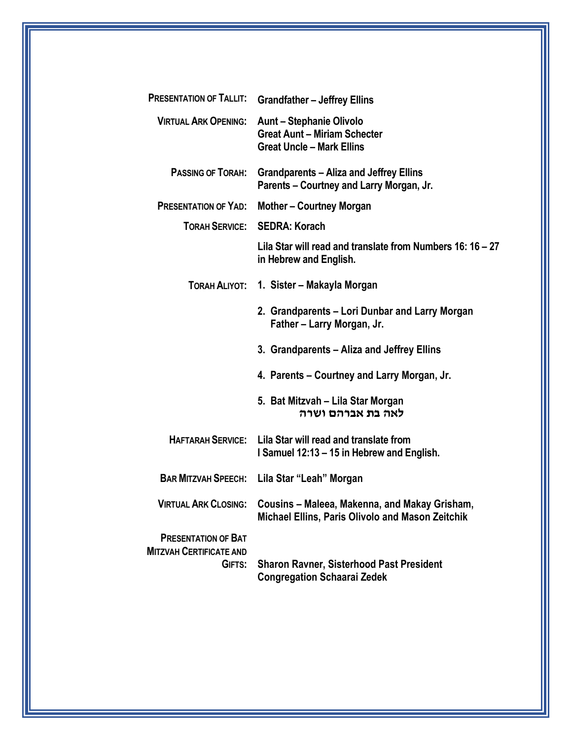**PRESENTATION OF TALLIT:** Grandfather – Jeffrey Ellins

**VIRTUAL ARK OPENING:** Aunt – Stephanie Olivolo
Great Aunt – Miriam Schecter
Great Uncle – Mark Ellins

**PASSING OF TORAH:** Grandparents – Aliza and Jeffrey Ellins
Parents – Courtney and Larry Morgan, Jr.

**PRESENTATION OF YAD:** Mother – Courtney Morgan

**TORAH SERVICE:** SEDRA: Korach

Lila Star will read and translate from Numbers 16: 16 – 27 in Hebrew and English.

**TORAH ALIYOT:**

1. Sister – Makayla Morgan
2. Grandparents – Lori Dunbar and Larry Morgan
   Father – Larry Morgan, Jr.
3. Grandparents – Aliza and Jeffrey Ellins
4. Parents – Courtney and Larry Morgan, Jr.
5. Bat Mitzvah – Lila Star Morgan
   לאה בת אברהם ושרה

**HAFTARAH SERVICE:** Lila Star will read and translate from I Samuel 12:13 – 15 in Hebrew and English.

**BAR MITZVAH SPEECH:** Lila Star "Leah" Morgan

**VIRTUAL ARK CLOSING:** Cousins – Maleea, Makenna, and Makay Grisham, Michael Ellins, Paris Olivolo and Mason Zeitchik

**PRESENTATION OF BAT MITZVAH CERTIFICATE AND GIFTS:** Sharon Ravner, Sisterhood Past President
Congregation Schaarai Zedek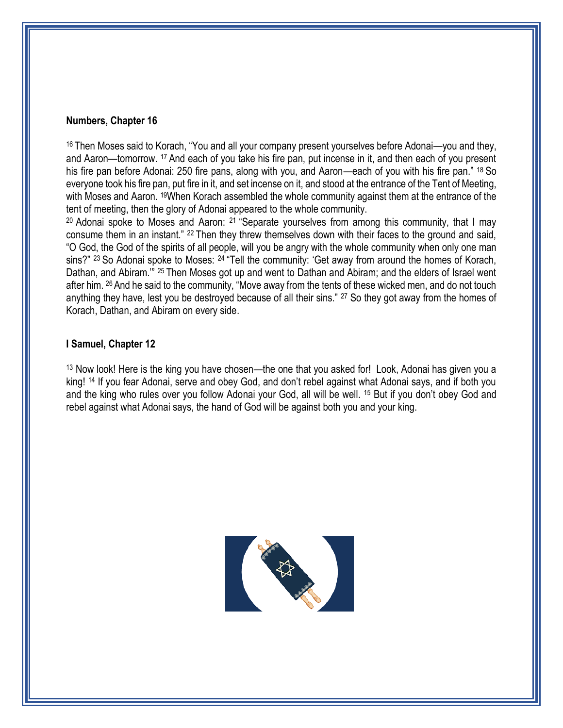**Numbers, Chapter 16**

[16] Then Moses said to Korach, "You and all your company present yourselves before Adonai—you and they, and Aaron—tomorrow. [17] And each of you take his fire pan, put incense in it, and then each of you present his fire pan before Adonai: 250 fire pans, along with you, and Aaron—each of you with his fire pan." [18] So everyone took his fire pan, put fire in it, and set incense on it, and stood at the entrance of the Tent of Meeting, with Moses and Aaron. [19]When Korach assembled the whole community against them at the entrance of the tent of meeting, then the glory of Adonai appeared to the whole community.
[20] Adonai spoke to Moses and Aaron: [21] "Separate yourselves from among this community, that I may consume them in an instant." [22] Then they threw themselves down with their faces to the ground and said, "O God, the God of the spirits of all people, will you be angry with the whole community when only one man sins?" [23] So Adonai spoke to Moses: [24] "Tell the community: 'Get away from around the homes of Korach, Dathan, and Abiram.'" [25] Then Moses got up and went to Dathan and Abiram; and the elders of Israel went after him. [26] And he said to the community, "Move away from the tents of these wicked men, and do not touch anything they have, lest you be destroyed because of all their sins." [27] So they got away from the homes of Korach, Dathan, and Abiram on every side.

**I Samuel, Chapter 12**

[13] Now look! Here is the king you have chosen—the one that you asked for! Look, Adonai has given you a king! [14] If you fear Adonai, serve and obey God, and don't rebel against what Adonai says, and if both you and the king who rules over you follow Adonai your God, all will be well. [15] But if you don't obey God and rebel against what Adonai says, the hand of God will be against both you and your king.